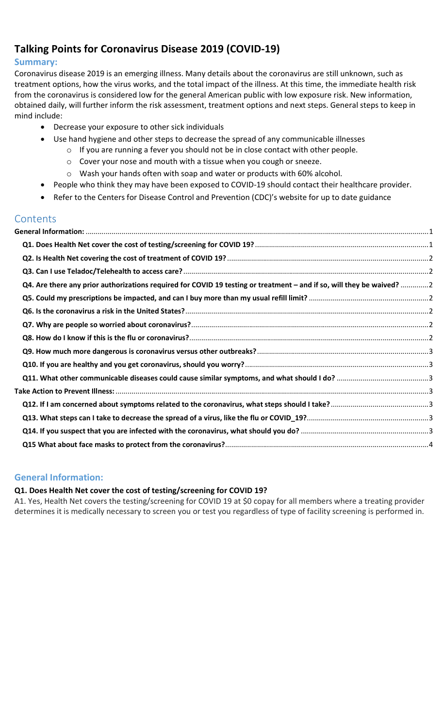# Talking Points for Coronavirus Disease 2019 (COVID-19)

## Summary:

Coronavirus disease 2019 is an emerging illness. Many details about the coronavirus are still unknown, such as treatment options, how the virus works, and the total impact of the illness. At this time, the immediate health risk from the coronavirus is considered low for the general American public with low exposure risk. New information, obtained daily, will further inform the risk assessment, treatment options and next steps. General steps to keep in mind include:

- Decrease your exposure to other sick individuals
- Use hand hygiene and other steps to decrease the spread of any communicable illnesses
  - If you are running a fever you should not be in close contact with other people.
  - Cover your nose and mouth with a tissue when you cough or sneeze.
  - Wash your hands often with soap and water or products with 60% alcohol.
- People who think they may have been exposed to COVID-19 should contact their healthcare provider.
- Refer to the Centers for Disease Control and Prevention (CDC)'s website for up to date guidance

## Contents

**General Information:** ... 1

- **Q1. Does Health Net cover the cost of testing/screening for COVID 19?** ... 1
- **Q2. Is Health Net covering the cost of treatment of COVID 19?** ... 2
- **Q3. Can I use Teladoc/Telehealth to access care?** ... 2
- **Q4. Are there any prior authorizations required for COVID 19 testing or treatment – and if so, will they be waived?** ... 2
- **Q5. Could my prescriptions be impacted, and can I buy more than my usual refill limit?** ... 2
- **Q6. Is the coronavirus a risk in the United States?** ... 2
- **Q7. Why are people so worried about coronavirus?** ... 2
- **Q8. How do I know if this is the flu or coronavirus?** ... 2
- **Q9. How much more dangerous is coronavirus versus other outbreaks?** ... 3
- **Q10. If you are healthy and you get coronavirus, should you worry?** ... 3
- **Q11. What other communicable diseases could cause similar symptoms, and what should I do?** ... 3

**Take Action to Prevent Illness:** ... 3

- **Q12. If I am concerned about symptoms related to the coronavirus, what steps should I take?** ... 3
- **Q13. What steps can I take to decrease the spread of a virus, like the flu or COVID_19?** ... 3
- **Q14. If you suspect that you are infected with the coronavirus, what should you do?** ... 3
- **Q15 What about face masks to protect from the coronavirus?** ... 4

## General Information:

### Q1. Does Health Net cover the cost of testing/screening for COVID 19?

A1. Yes, Health Net covers the testing/screening for COVID 19 at $0 copay for all members where a treating provider determines it is medically necessary to screen you or test you regardless of type of facility screening is performed in.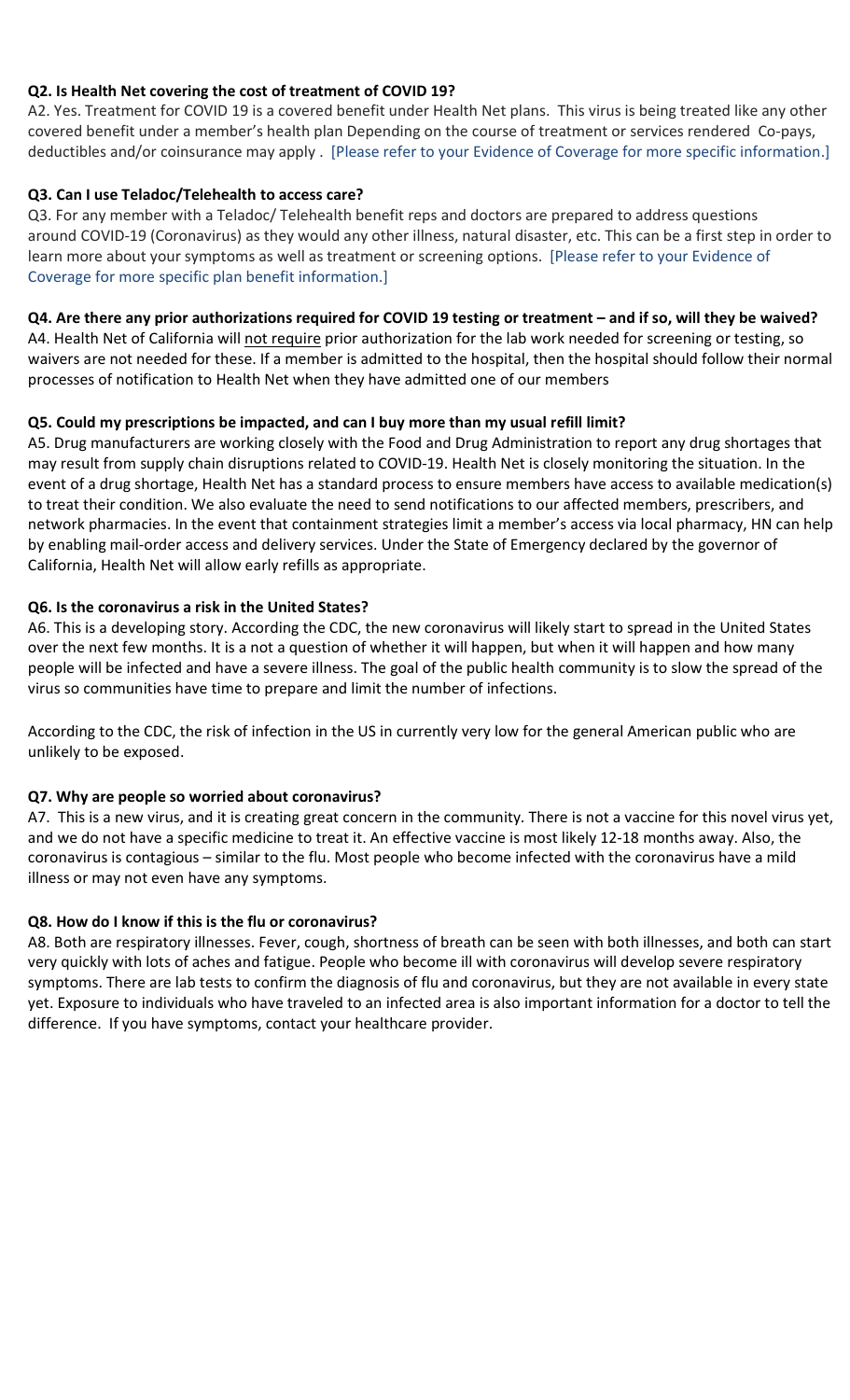**Q2. Is Health Net covering the cost of treatment of COVID 19?**

A2. Yes. Treatment for COVID 19 is a covered benefit under Health Net plans. This virus is being treated like any other covered benefit under a member's health plan Depending on the course of treatment or services rendered Co-pays, deductibles and/or coinsurance may apply . [Please refer to your Evidence of Coverage for more specific information.]

**Q3. Can I use Teladoc/Telehealth to access care?**

Q3. For any member with a Teladoc/ Telehealth benefit reps and doctors are prepared to address questions around COVID-19 (Coronavirus) as they would any other illness, natural disaster, etc. This can be a first step in order to learn more about your symptoms as well as treatment or screening options. [Please refer to your Evidence of Coverage for more specific plan benefit information.]

**Q4. Are there any prior authorizations required for COVID 19 testing or treatment – and if so, will they be waived?**

A4. Health Net of California will <u>not require</u> prior authorization for the lab work needed for screening or testing, so waivers are not needed for these. If a member is admitted to the hospital, then the hospital should follow their normal processes of notification to Health Net when they have admitted one of our members

**Q5. Could my prescriptions be impacted, and can I buy more than my usual refill limit?**

A5. Drug manufacturers are working closely with the Food and Drug Administration to report any drug shortages that may result from supply chain disruptions related to COVID-19. Health Net is closely monitoring the situation. In the event of a drug shortage, Health Net has a standard process to ensure members have access to available medication(s) to treat their condition. We also evaluate the need to send notifications to our affected members, prescribers, and network pharmacies. In the event that containment strategies limit a member's access via local pharmacy, HN can help by enabling mail-order access and delivery services. Under the State of Emergency declared by the governor of California, Health Net will allow early refills as appropriate.

**Q6. Is the coronavirus a risk in the United States?**

A6. This is a developing story. According the CDC, the new coronavirus will likely start to spread in the United States over the next few months. It is a not a question of whether it will happen, but when it will happen and how many people will be infected and have a severe illness. The goal of the public health community is to slow the spread of the virus so communities have time to prepare and limit the number of infections.

According to the CDC, the risk of infection in the US in currently very low for the general American public who are unlikely to be exposed.

**Q7. Why are people so worried about coronavirus?**

A7. This is a new virus, and it is creating great concern in the community. There is not a vaccine for this novel virus yet, and we do not have a specific medicine to treat it. An effective vaccine is most likely 12-18 months away. Also, the coronavirus is contagious – similar to the flu. Most people who become infected with the coronavirus have a mild illness or may not even have any symptoms.

**Q8. How do I know if this is the flu or coronavirus?**

A8. Both are respiratory illnesses. Fever, cough, shortness of breath can be seen with both illnesses, and both can start very quickly with lots of aches and fatigue. People who become ill with coronavirus will develop severe respiratory symptoms. There are lab tests to confirm the diagnosis of flu and coronavirus, but they are not available in every state yet. Exposure to individuals who have traveled to an infected area is also important information for a doctor to tell the difference. If you have symptoms, contact your healthcare provider.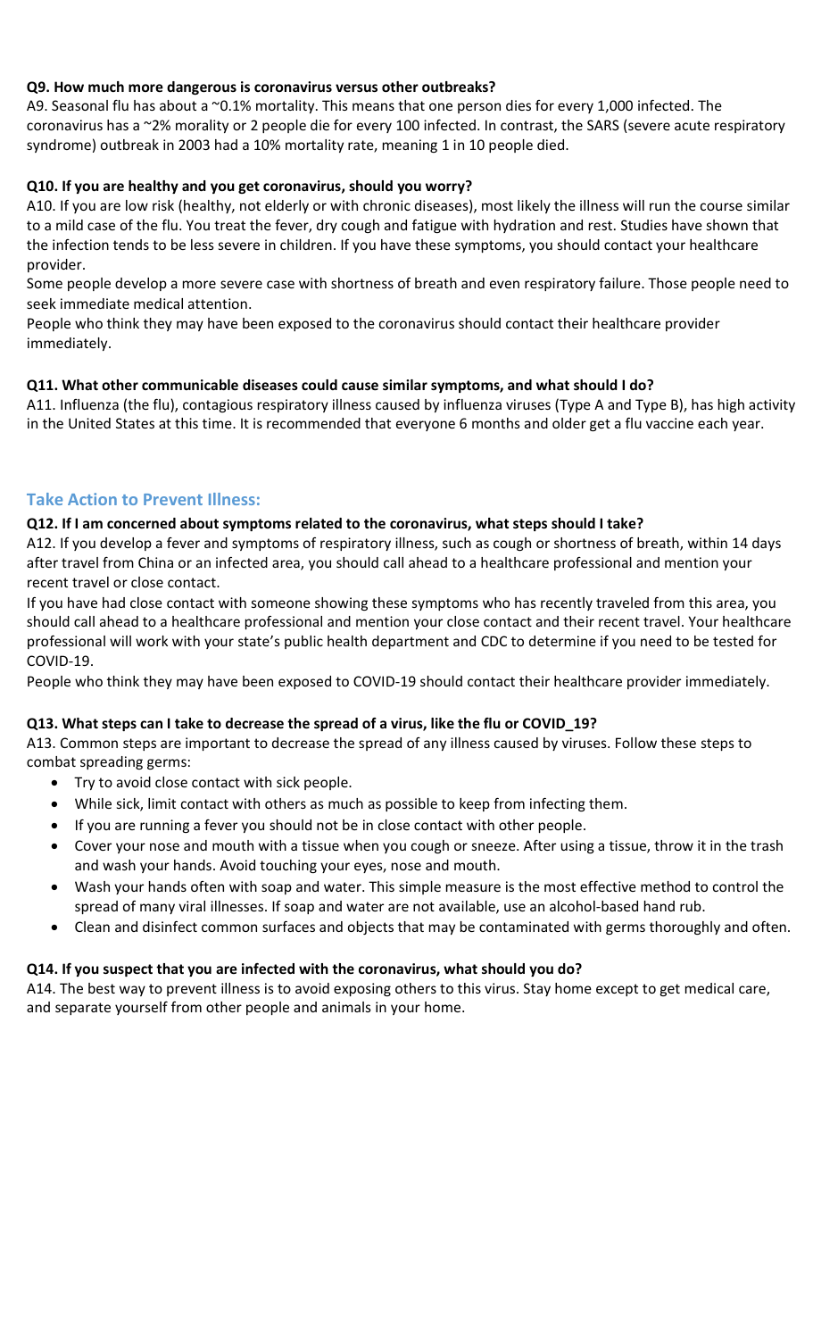**Q9. How much more dangerous is coronavirus versus other outbreaks?**

A9. Seasonal flu has about a ~0.1% mortality. This means that one person dies for every 1,000 infected. The coronavirus has a ~2% morality or 2 people die for every 100 infected. In contrast, the SARS (severe acute respiratory syndrome) outbreak in 2003 had a 10% mortality rate, meaning 1 in 10 people died.

**Q10. If you are healthy and you get coronavirus, should you worry?**

A10. If you are low risk (healthy, not elderly or with chronic diseases), most likely the illness will run the course similar to a mild case of the flu. You treat the fever, dry cough and fatigue with hydration and rest. Studies have shown that the infection tends to be less severe in children. If you have these symptoms, you should contact your healthcare provider.

Some people develop a more severe case with shortness of breath and even respiratory failure. Those people need to seek immediate medical attention.

People who think they may have been exposed to the coronavirus should contact their healthcare provider immediately.

**Q11. What other communicable diseases could cause similar symptoms, and what should I do?**

A11. Influenza (the flu), contagious respiratory illness caused by influenza viruses (Type A and Type B), has high activity in the United States at this time. It is recommended that everyone 6 months and older get a flu vaccine each year.

## Take Action to Prevent Illness:

**Q12. If I am concerned about symptoms related to the coronavirus, what steps should I take?**

A12. If you develop a fever and symptoms of respiratory illness, such as cough or shortness of breath, within 14 days after travel from China or an infected area, you should call ahead to a healthcare professional and mention your recent travel or close contact.

If you have had close contact with someone showing these symptoms who has recently traveled from this area, you should call ahead to a healthcare professional and mention your close contact and their recent travel. Your healthcare professional will work with your state's public health department and CDC to determine if you need to be tested for COVID-19.

People who think they may have been exposed to COVID-19 should contact their healthcare provider immediately.

**Q13. What steps can I take to decrease the spread of a virus, like the flu or COVID_19?**

A13. Common steps are important to decrease the spread of any illness caused by viruses. Follow these steps to combat spreading germs:

- Try to avoid close contact with sick people.
- While sick, limit contact with others as much as possible to keep from infecting them.
- If you are running a fever you should not be in close contact with other people.
- Cover your nose and mouth with a tissue when you cough or sneeze. After using a tissue, throw it in the trash and wash your hands. Avoid touching your eyes, nose and mouth.
- Wash your hands often with soap and water. This simple measure is the most effective method to control the spread of many viral illnesses. If soap and water are not available, use an alcohol-based hand rub.
- Clean and disinfect common surfaces and objects that may be contaminated with germs thoroughly and often.

**Q14. If you suspect that you are infected with the coronavirus, what should you do?**

A14. The best way to prevent illness is to avoid exposing others to this virus. Stay home except to get medical care, and separate yourself from other people and animals in your home.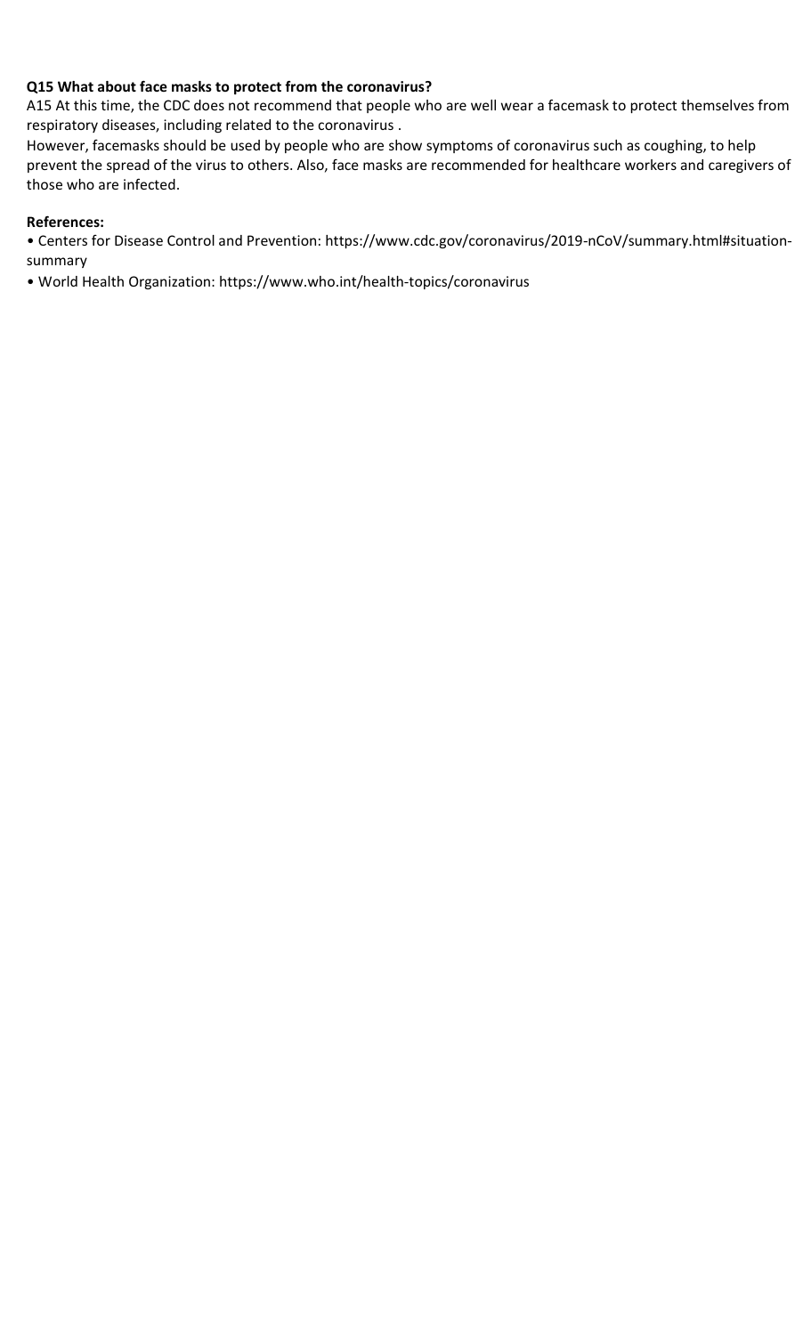**Q15 What about face masks to protect from the coronavirus?**

A15 At this time, the CDC does not recommend that people who are well wear a facemask to protect themselves from respiratory diseases, including related to the coronavirus .

However, facemasks should be used by people who are show symptoms of coronavirus such as coughing, to help prevent the spread of the virus to others. Also, face masks are recommended for healthcare workers and caregivers of those who are infected.

**References:**

- Centers for Disease Control and Prevention: https://www.cdc.gov/coronavirus/2019-nCoV/summary.html#situation-summary
- World Health Organization: https://www.who.int/health-topics/coronavirus